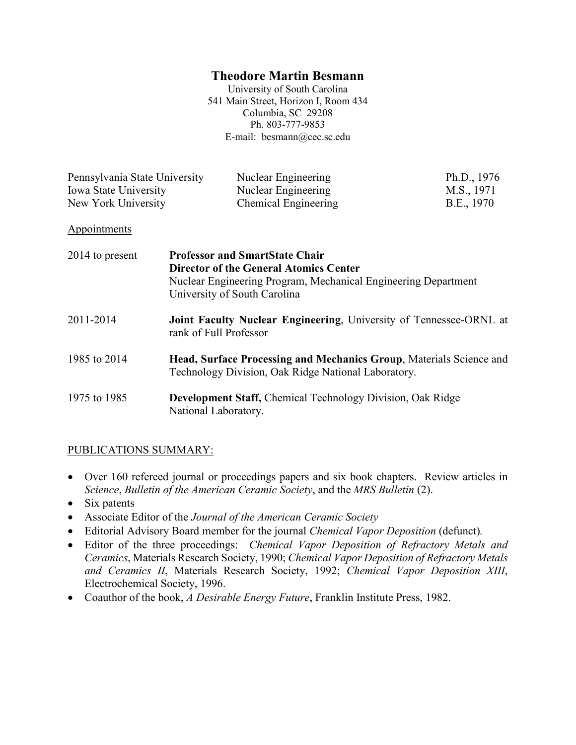# Theodore Martin Besmann

University of South Carolina
541 Main Street, Horizon I, Room 434
Columbia, SC 29208
Ph. 803-777-9853
E-mail: besmann@cec.sc.edu

| | | |
|---|---|---|
| Pennsylvania State University | Nuclear Engineering | Ph.D., 1976 |
| Iowa State University | Nuclear Engineering | M.S., 1971 |
| New York University | Chemical Engineering | B.E., 1970 |

## Appointments

| | |
|---|---|
| 2014 to present | **Professor and SmartState Chair**<br>**Director of the General Atomics Center**<br>Nuclear Engineering Program, Mechanical Engineering Department<br>University of South Carolina |
| 2011-2014 | **Joint Faculty Nuclear Engineering**, University of Tennessee-ORNL at rank of Full Professor |
| 1985 to 2014 | **Head, Surface Processing and Mechanics Group**, Materials Science and Technology Division, Oak Ridge National Laboratory. |
| 1975 to 1985 | **Development Staff,** Chemical Technology Division, Oak Ridge National Laboratory. |

## PUBLICATIONS SUMMARY:

- Over 160 refereed journal or proceedings papers and six book chapters. Review articles in *Science*, *Bulletin of the American Ceramic Society*, and the *MRS Bulletin* (2).
- Six patents
- Associate Editor of the *Journal of the American Ceramic Society*
- Editorial Advisory Board member for the journal *Chemical Vapor Deposition* (defunct).
- Editor of the three proceedings: *Chemical Vapor Deposition of Refractory Metals and Ceramics*, Materials Research Society, 1990; *Chemical Vapor Deposition of Refractory Metals and Ceramics II*, Materials Research Society, 1992; *Chemical Vapor Deposition XIII*, Electrochemical Society, 1996.
- Coauthor of the book, *A Desirable Energy Future*, Franklin Institute Press, 1982.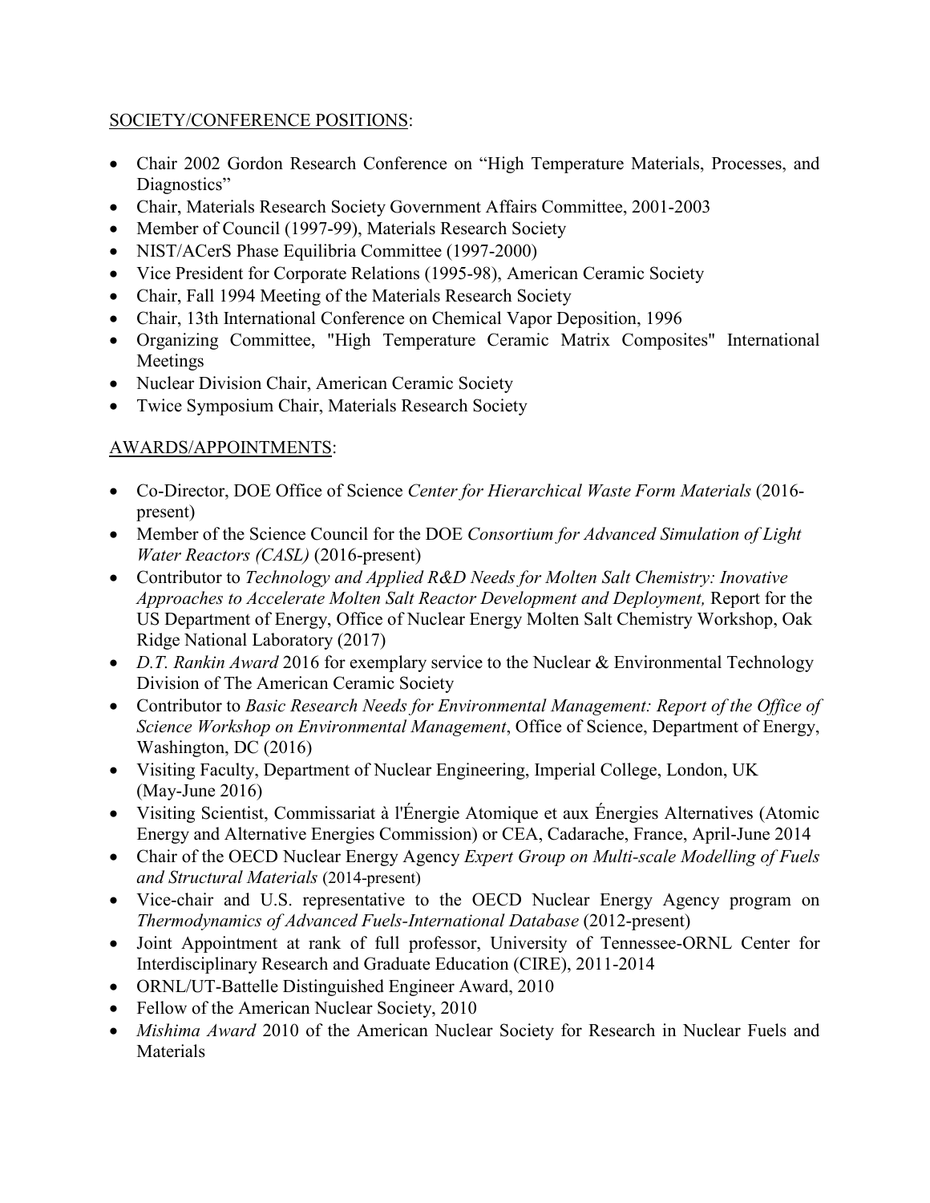SOCIETY/CONFERENCE POSITIONS:

- Chair 2002 Gordon Research Conference on "High Temperature Materials, Processes, and Diagnostics"
- Chair, Materials Research Society Government Affairs Committee, 2001-2003
- Member of Council (1997-99), Materials Research Society
- NIST/ACerS Phase Equilibria Committee (1997-2000)
- Vice President for Corporate Relations (1995-98), American Ceramic Society
- Chair, Fall 1994 Meeting of the Materials Research Society
- Chair, 13th International Conference on Chemical Vapor Deposition, 1996
- Organizing Committee, "High Temperature Ceramic Matrix Composites" International Meetings
- Nuclear Division Chair, American Ceramic Society
- Twice Symposium Chair, Materials Research Society

AWARDS/APPOINTMENTS:

- Co-Director, DOE Office of Science *Center for Hierarchical Waste Form Materials* (2016-present)
- Member of the Science Council for the DOE *Consortium for Advanced Simulation of Light Water Reactors (CASL)* (2016-present)
- Contributor to *Technology and Applied R&D Needs for Molten Salt Chemistry: Inovative Approaches to Accelerate Molten Salt Reactor Development and Deployment,* Report for the US Department of Energy, Office of Nuclear Energy Molten Salt Chemistry Workshop, Oak Ridge National Laboratory (2017)
- *D.T. Rankin Award* 2016 for exemplary service to the Nuclear & Environmental Technology Division of The American Ceramic Society
- Contributor to *Basic Research Needs for Environmental Management: Report of the Office of Science Workshop on Environmental Management*, Office of Science, Department of Energy, Washington, DC (2016)
- Visiting Faculty, Department of Nuclear Engineering, Imperial College, London, UK (May-June 2016)
- Visiting Scientist, Commissariat à l'Énergie Atomique et aux Énergies Alternatives (Atomic Energy and Alternative Energies Commission) or CEA, Cadarache, France, April-June 2014
- Chair of the OECD Nuclear Energy Agency *Expert Group on Multi-scale Modelling of Fuels and Structural Materials* (2014-present)
- Vice-chair and U.S. representative to the OECD Nuclear Energy Agency program on *Thermodynamics of Advanced Fuels-International Database* (2012-present)
- Joint Appointment at rank of full professor, University of Tennessee-ORNL Center for Interdisciplinary Research and Graduate Education (CIRE), 2011-2014
- ORNL/UT-Battelle Distinguished Engineer Award, 2010
- Fellow of the American Nuclear Society, 2010
- *Mishima Award* 2010 of the American Nuclear Society for Research in Nuclear Fuels and Materials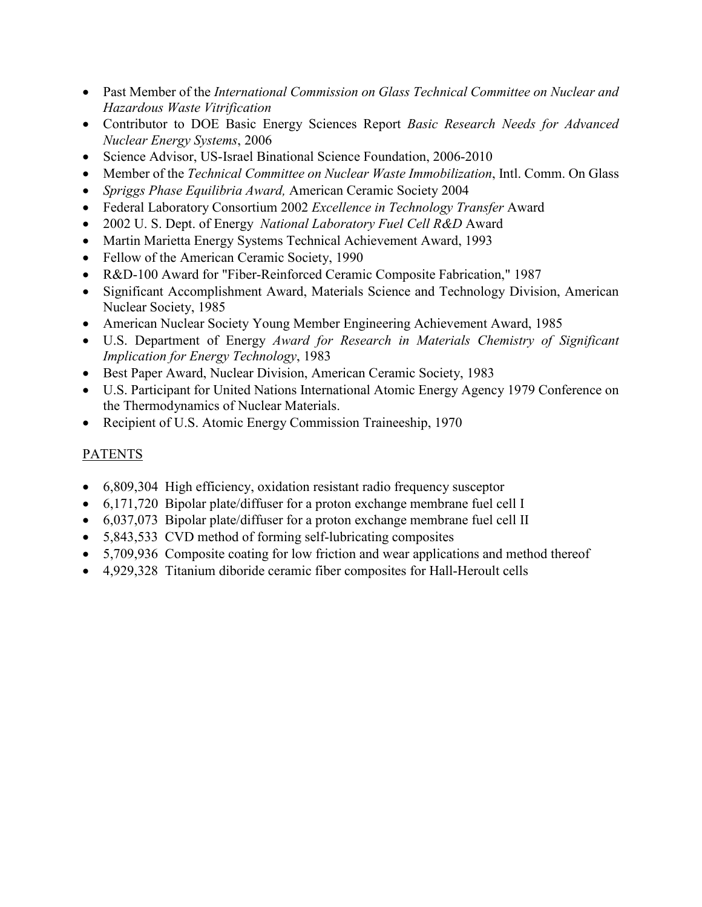- Past Member of the *International Commission on Glass Technical Committee on Nuclear and Hazardous Waste Vitrification*
- Contributor to DOE Basic Energy Sciences Report *Basic Research Needs for Advanced Nuclear Energy Systems*, 2006
- Science Advisor, US-Israel Binational Science Foundation, 2006-2010
- Member of the *Technical Committee on Nuclear Waste Immobilization*, Intl. Comm. On Glass
- *Spriggs Phase Equilibria Award,* American Ceramic Society 2004
- Federal Laboratory Consortium 2002 *Excellence in Technology Transfer* Award
- 2002 U. S. Dept. of Energy *National Laboratory Fuel Cell R&D* Award
- Martin Marietta Energy Systems Technical Achievement Award, 1993
- Fellow of the American Ceramic Society, 1990
- R&D-100 Award for "Fiber-Reinforced Ceramic Composite Fabrication," 1987
- Significant Accomplishment Award, Materials Science and Technology Division, American Nuclear Society, 1985
- American Nuclear Society Young Member Engineering Achievement Award, 1985
- U.S. Department of Energy *Award for Research in Materials Chemistry of Significant Implication for Energy Technology*, 1983
- Best Paper Award, Nuclear Division, American Ceramic Society, 1983
- U.S. Participant for United Nations International Atomic Energy Agency 1979 Conference on the Thermodynamics of Nuclear Materials.
- Recipient of U.S. Atomic Energy Commission Traineeship, 1970

## PATENTS

- 6,809,304 High efficiency, oxidation resistant radio frequency susceptor
- 6,171,720 Bipolar plate/diffuser for a proton exchange membrane fuel cell I
- 6,037,073 Bipolar plate/diffuser for a proton exchange membrane fuel cell II
- 5,843,533 CVD method of forming self-lubricating composites
- 5,709,936 Composite coating for low friction and wear applications and method thereof
- 4,929,328 Titanium diboride ceramic fiber composites for Hall-Heroult cells